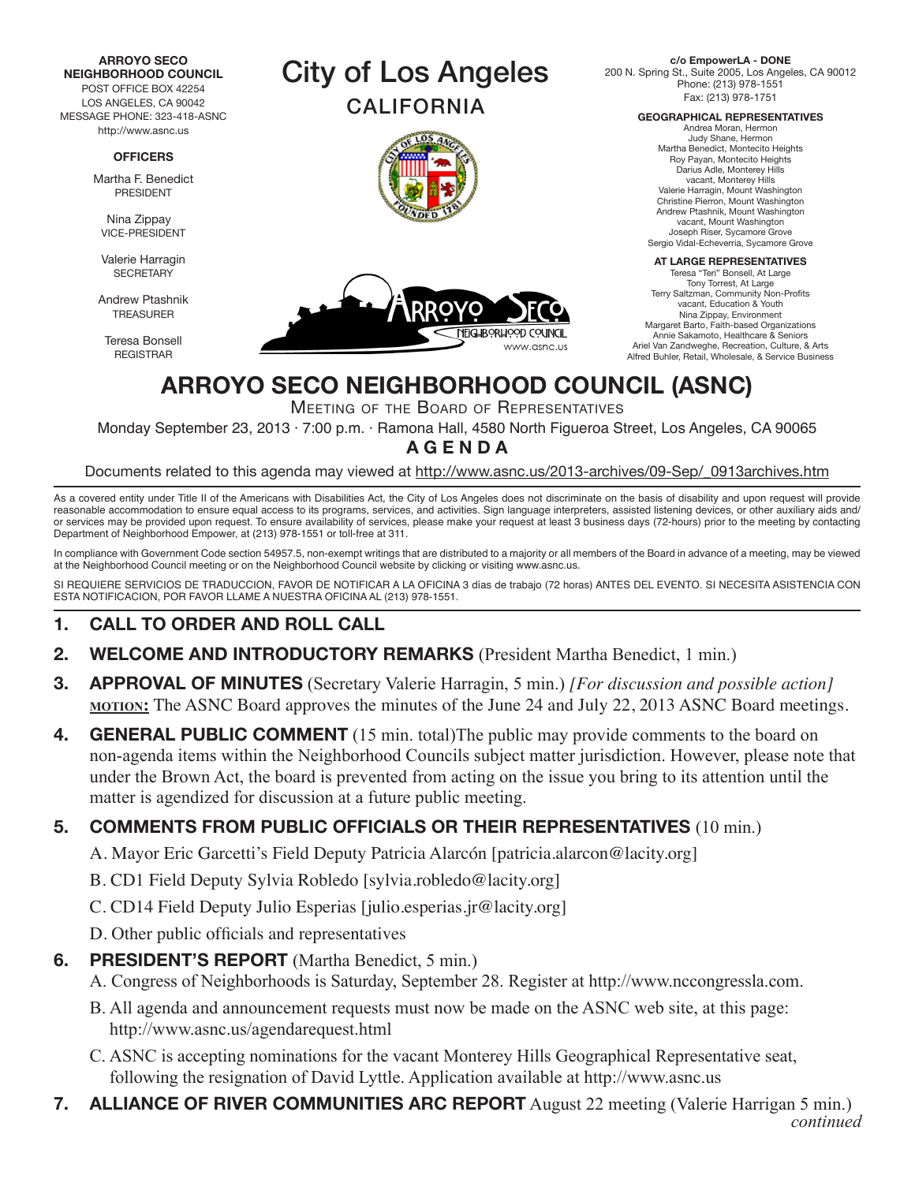**ARROYO SECO NEIGHBORHOOD COUNCIL**
POST OFFICE BOX 42254
LOS ANGELES, CA 90042
MESSAGE PHONE: 323-418-ASNC
http://www.asnc.us

**OFFICERS**

Martha F. Benedict
PRESIDENT

Nina Zippay
VICE-PRESIDENT

Valerie Harragin
SECRETARY

Andrew Ptashnik
TREASURER

Teresa Bonsell
REGISTRAR

# City of Los Angeles
CALIFORNIA

**c/o EmpowerLA - DONE**
200 N. Spring St., Suite 2005, Los Angeles, CA 90012
Phone: (213) 978-1551
Fax: (213) 978-1751

**GEOGRAPHICAL REPRESENTATIVES**
Andrea Moran, Hermon
Judy Shane, Hermon
Martha Benedict, Montecito Heights
Roy Payan, Montecito Heights
Darius Adle, Monterey Hills
vacant, Monterey Hills
Valerie Harragin, Mount Washington
Christine Pierron, Mount Washington
Andrew Ptashnik, Mount Washington
vacant, Mount Washington
Joseph Riser, Sycamore Grove
Sergio Vidal-Echeverria, Sycamore Grove

**AT LARGE REPRESENTATIVES**
Teresa "Teri" Bonsell, At Large
Tony Torrest, At Large
Terry Saltzman, Community Non-Profits
vacant, Education & Youth
Nina Zippay, Environment
Margaret Barto, Faith-based Organizations
Annie Sakamoto, Healthcare & Seniors
Ariel Van Zandweghe, Recreation, Culture, & Arts
Alfred Buhler, Retail, Wholesale, & Service Business

# ARROYO SECO NEIGHBORHOOD COUNCIL (ASNC)

MEETING OF THE BOARD OF REPRESENTATIVES

Monday September 23, 2013 · 7:00 p.m. · Ramona Hall, 4580 North Figueroa Street, Los Angeles, CA 90065

## AGENDA

Documents related to this agenda may viewed at http://www.asnc.us/2013-archives/09-Sep/_0913archives.htm

As a covered entity under Title II of the Americans with Disabilities Act, the City of Los Angeles does not discriminate on the basis of disability and upon request will provide reasonable accommodation to ensure equal access to its programs, services, and activities. Sign language interpreters, assisted listening devices, or other auxiliary aids and/or services may be provided upon request. To ensure availability of services, please make your request at least 3 business days (72-hours) prior to the meeting by contacting Department of Neighborhood Empower, at (213) 978-1551 or toll-free at 311.

In compliance with Government Code section 54957.5, non-exempt writings that are distributed to a majority or all members of the Board in advance of a meeting, may be viewed at the Neighborhood Council meeting or on the Neighborhood Council website by clicking or visiting www.asnc.us.

SI REQUIERE SERVICIOS DE TRADUCCION, FAVOR DE NOTIFICAR A LA OFICINA 3 días de trabajo (72 horas) ANTES DEL EVENTO. SI NECESITA ASISTENCIA CON ESTA NOTIFICACION, POR FAVOR LLAME A NUESTRA OFICINA AL (213) 978-1551.

1. **CALL TO ORDER AND ROLL CALL**

2. **WELCOME AND INTRODUCTORY REMARKS** (President Martha Benedict, 1 min.)

3. **APPROVAL OF MINUTES** (Secretary Valerie Harragin, 5 min.) *[For discussion and possible action]*
   **MOTION:** The ASNC Board approves the minutes of the June 24 and July 22, 2013 ASNC Board meetings.

4. **GENERAL PUBLIC COMMENT** (15 min. total)The public may provide comments to the board on non-agenda items within the Neighborhood Councils subject matter jurisdiction. However, please note that under the Brown Act, the board is prevented from acting on the issue you bring to its attention until the matter is agendized for discussion at a future public meeting.

5. **COMMENTS FROM PUBLIC OFFICIALS OR THEIR REPRESENTATIVES** (10 min.)
   A. Mayor Eric Garcetti's Field Deputy Patricia Alarcón [patricia.alarcon@lacity.org]
   B. CD1 Field Deputy Sylvia Robledo [sylvia.robledo@lacity.org]
   C. CD14 Field Deputy Julio Esperias [julio.esperias.jr@lacity.org]
   D. Other public officials and representatives

6. **PRESIDENT'S REPORT** (Martha Benedict, 5 min.)
   A. Congress of Neighborhoods is Saturday, September 28. Register at http://www.nccongressla.com.
   B. All agenda and announcement requests must now be made on the ASNC web site, at this page: http://www.asnc.us/agendarequest.html
   C. ASNC is accepting nominations for the vacant Monterey Hills Geographical Representative seat, following the resignation of David Lyttle. Application available at http://www.asnc.us

7. **ALLIANCE OF RIVER COMMUNITIES ARC REPORT** August 22 meeting (Valerie Harrigan 5 min.)

*continued*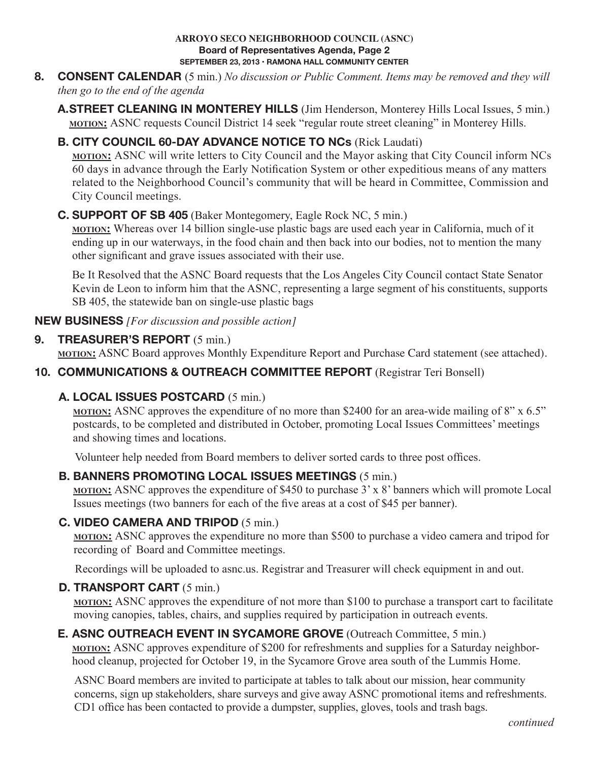**8. CONSENT CALENDAR** (5 min.) *No discussion or Public Comment. Items may be removed and they will then go to the end of the agenda*

**A. STREET CLEANING IN MONTEREY HILLS** (Jim Henderson, Monterey Hills Local Issues, 5 min.)
**MOTION:** ASNC requests Council District 14 seek "regular route street cleaning" in Monterey Hills.

**B. CITY COUNCIL 60-DAY ADVANCE NOTICE TO NCs** (Rick Laudati)
**MOTION:** ASNC will write letters to City Council and the Mayor asking that City Council inform NCs 60 days in advance through the Early Notification System or other expeditious means of any matters related to the Neighborhood Council's community that will be heard in Committee, Commission and City Council meetings.

**C. SUPPORT OF SB 405** (Baker Montegomery, Eagle Rock NC, 5 min.)
**MOTION:** Whereas over 14 billion single-use plastic bags are used each year in California, much of it ending up in our waterways, in the food chain and then back into our bodies, not to mention the many other significant and grave issues associated with their use.

Be It Resolved that the ASNC Board requests that the Los Angeles City Council contact State Senator Kevin de Leon to inform him that the ASNC, representing a large segment of his constituents, supports SB 405, the statewide ban on single-use plastic bags

**NEW BUSINESS** *[For discussion and possible action]*

**9. TREASURER'S REPORT** (5 min.)
**MOTION:** ASNC Board approves Monthly Expenditure Report and Purchase Card statement (see attached).

**10. COMMUNICATIONS & OUTREACH COMMITTEE REPORT** (Registrar Teri Bonsell)

**A. LOCAL ISSUES POSTCARD** (5 min.)
**MOTION:** ASNC approves the expenditure of no more than $2400 for an area-wide mailing of 8" x 6.5" postcards, to be completed and distributed in October, promoting Local Issues Committees' meetings and showing times and locations.

Volunteer help needed from Board members to deliver sorted cards to three post offices.

**B. BANNERS PROMOTING LOCAL ISSUES MEETINGS** (5 min.)
**MOTION:** ASNC approves the expenditure of $450 to purchase 3' x 8' banners which will promote Local Issues meetings (two banners for each of the five areas at a cost of $45 per banner).

**C. VIDEO CAMERA AND TRIPOD** (5 min.)
**MOTION:** ASNC approves the expenditure no more than $500 to purchase a video camera and tripod for recording of Board and Committee meetings.

Recordings will be uploaded to asnc.us. Registrar and Treasurer will check equipment in and out.

**D. TRANSPORT CART** (5 min.)
**MOTION:** ASNC approves the expenditure of not more than $100 to purchase a transport cart to facilitate moving canopies, tables, chairs, and supplies required by participation in outreach events.

**E. ASNC OUTREACH EVENT IN SYCAMORE GROVE** (Outreach Committee, 5 min.)
**MOTION:** ASNC approves expenditure of $200 for refreshments and supplies for a Saturday neighborhood cleanup, projected for October 19, in the Sycamore Grove area south of the Lummis Home.

ASNC Board members are invited to participate at tables to talk about our mission, hear community concerns, sign up stakeholders, share surveys and give away ASNC promotional items and refreshments. CD1 office has been contacted to provide a dumpster, supplies, gloves, tools and trash bags.

*continued*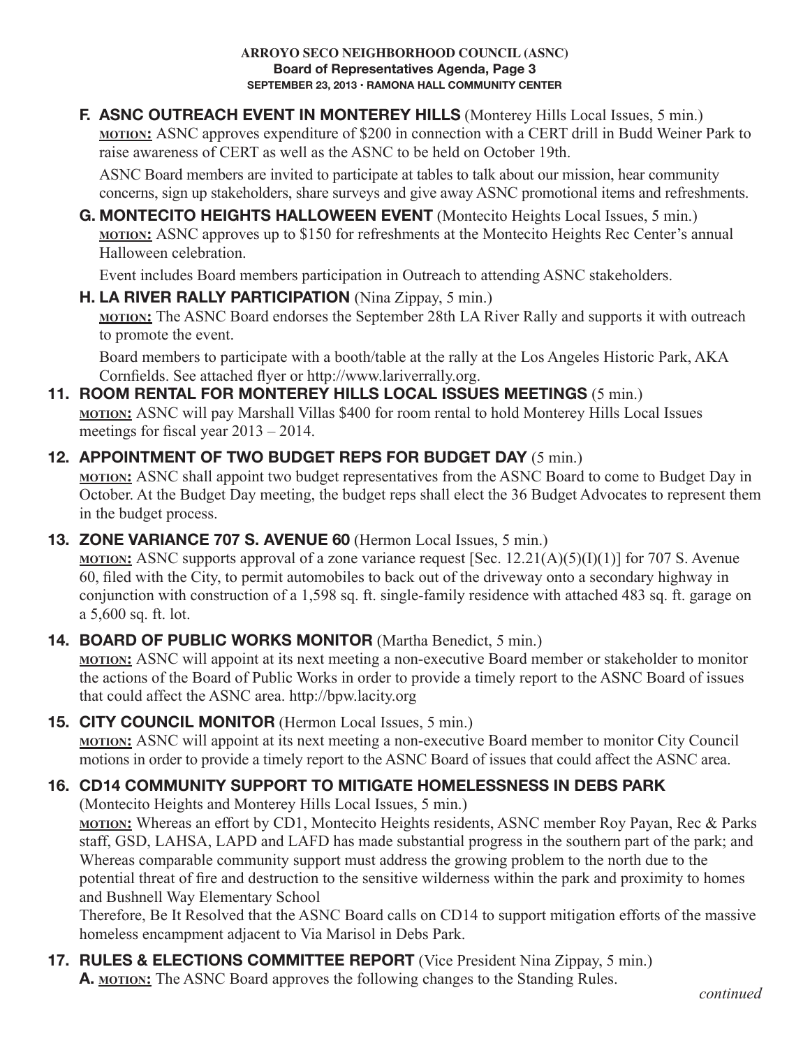**F. ASNC OUTREACH EVENT IN MONTEREY HILLS** (Monterey Hills Local Issues, 5 min.)
**MOTION:** ASNC approves expenditure of $200 in connection with a CERT drill in Budd Weiner Park to raise awareness of CERT as well as the ASNC to be held on October 19th.

ASNC Board members are invited to participate at tables to talk about our mission, hear community concerns, sign up stakeholders, share surveys and give away ASNC promotional items and refreshments.

**G. MONTECITO HEIGHTS HALLOWEEN EVENT** (Montecito Heights Local Issues, 5 min.)
**MOTION:** ASNC approves up to $150 for refreshments at the Montecito Heights Rec Center's annual Halloween celebration.

Event includes Board members participation in Outreach to attending ASNC stakeholders.

**H. LA RIVER RALLY PARTICIPATION** (Nina Zippay, 5 min.)
**MOTION:** The ASNC Board endorses the September 28th LA River Rally and supports it with outreach to promote the event.

Board members to participate with a booth/table at the rally at the Los Angeles Historic Park, AKA Cornfields. See attached flyer or http://www.lariverrally.org.

**11. ROOM RENTAL FOR MONTEREY HILLS LOCAL ISSUES MEETINGS** (5 min.)
**MOTION:** ASNC will pay Marshall Villas $400 for room rental to hold Monterey Hills Local Issues meetings for fiscal year 2013 – 2014.

**12. APPOINTMENT OF TWO BUDGET REPS FOR BUDGET DAY** (5 min.)
**MOTION:** ASNC shall appoint two budget representatives from the ASNC Board to come to Budget Day in October. At the Budget Day meeting, the budget reps shall elect the 36 Budget Advocates to represent them in the budget process.

**13. ZONE VARIANCE 707 S. AVENUE 60** (Hermon Local Issues, 5 min.)
**MOTION:** ASNC supports approval of a zone variance request [Sec. 12.21(A)(5)(I)(1)] for 707 S. Avenue 60, filed with the City, to permit automobiles to back out of the driveway onto a secondary highway in conjunction with construction of a 1,598 sq. ft. single-family residence with attached 483 sq. ft. garage on a 5,600 sq. ft. lot.

**14. BOARD OF PUBLIC WORKS MONITOR** (Martha Benedict, 5 min.)
**MOTION:** ASNC will appoint at its next meeting a non-executive Board member or stakeholder to monitor the actions of the Board of Public Works in order to provide a timely report to the ASNC Board of issues that could affect the ASNC area. http://bpw.lacity.org

**15. CITY COUNCIL MONITOR** (Hermon Local Issues, 5 min.)
**MOTION:** ASNC will appoint at its next meeting a non-executive Board member to monitor City Council motions in order to provide a timely report to the ASNC Board of issues that could affect the ASNC area.

**16. CD14 COMMUNITY SUPPORT TO MITIGATE HOMELESSNESS IN DEBS PARK**
(Montecito Heights and Monterey Hills Local Issues, 5 min.)
**MOTION:** Whereas an effort by CD1, Montecito Heights residents, ASNC member Roy Payan, Rec & Parks staff, GSD, LAHSA, LAPD and LAFD has made substantial progress in the southern part of the park; and Whereas comparable community support must address the growing problem to the north due to the potential threat of fire and destruction to the sensitive wilderness within the park and proximity to homes and Bushnell Way Elementary School
Therefore, Be It Resolved that the ASNC Board calls on CD14 to support mitigation efforts of the massive homeless encampment adjacent to Via Marisol in Debs Park.

**17. RULES & ELECTIONS COMMITTEE REPORT** (Vice President Nina Zippay, 5 min.)
**A. MOTION:** The ASNC Board approves the following changes to the Standing Rules.

*continued*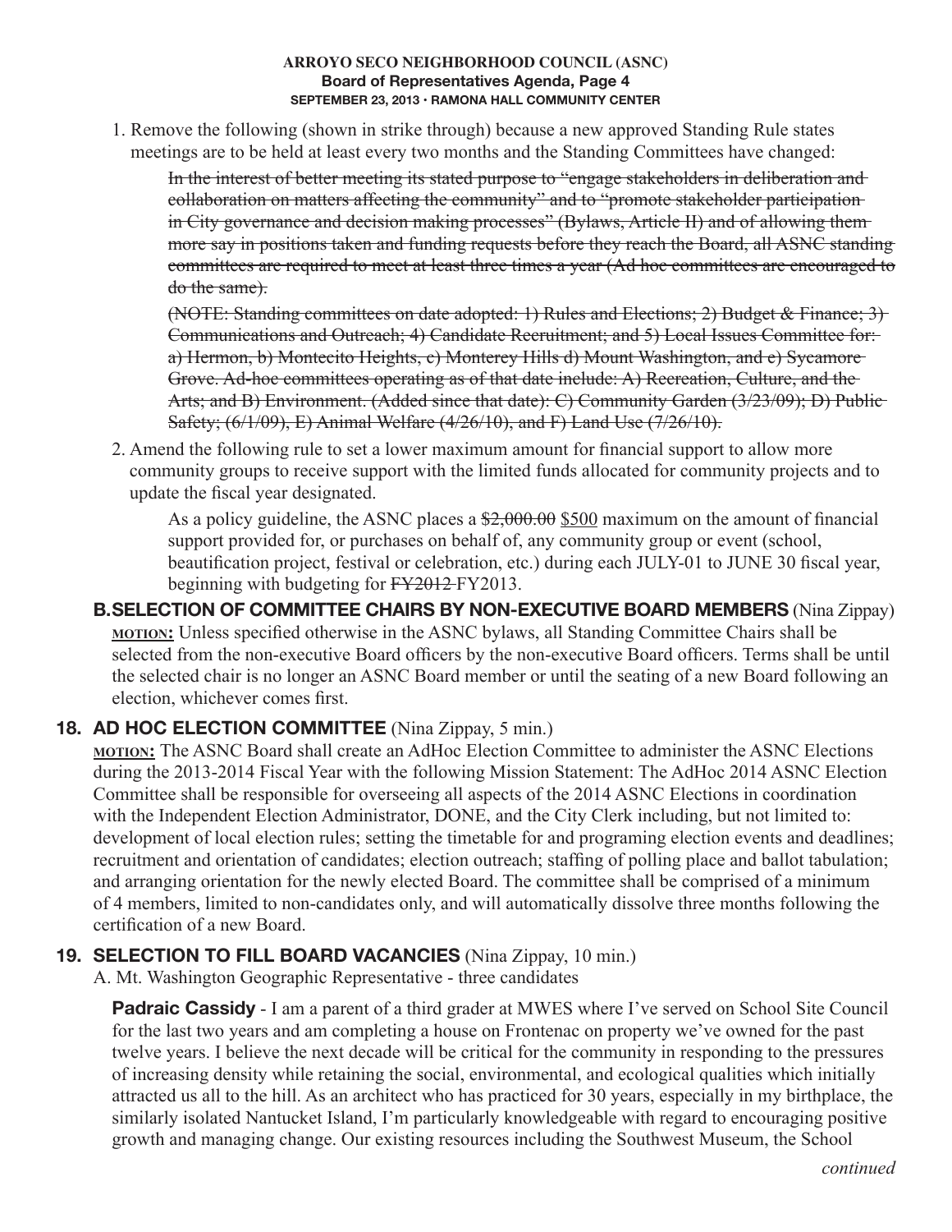1. Remove the following (shown in strike through) because a new approved Standing Rule states meetings are to be held at least every two months and the Standing Committees have changed:

   ~~In the interest of better meeting its stated purpose to "engage stakeholders in deliberation and collaboration on matters affecting the community" and to "promote stakeholder participation in City governance and decision making processes" (Bylaws, Article II) and of allowing them more say in positions taken and funding requests before they reach the Board, all ASNC standing committees are required to meet at least three times a year (Ad hoc committees are encouraged to do the same).~~

   ~~(NOTE: Standing committees on date adopted: 1) Rules and Elections; 2) Budget & Finance; 3) Communications and Outreach; 4) Candidate Recruitment; and 5) Local Issues Committee for: a) Hermon, b) Montecito Heights, c) Monterey Hills d) Mount Washington, and e) Sycamore Grove. Ad-hoc committees operating as of that date include: A) Recreation, Culture, and the Arts; and B) Environment. (Added since that date): C) Community Garden (3/23/09); D) Public Safety; (6/1/09), E) Animal Welfare (4/26/10), and F) Land Use (7/26/10).~~

2. Amend the following rule to set a lower maximum amount for financial support to allow more community groups to receive support with the limited funds allocated for community projects and to update the fiscal year designated.

   As a policy guideline, the ASNC places a ~~$2,000.00~~ <u>$500</u> maximum on the amount of financial support provided for, or purchases on behalf of, any community group or event (school, beautification project, festival or celebration, etc.) during each JULY-01 to JUNE 30 fiscal year, beginning with budgeting for ~~FY2012~~ FY2013.

**B. SELECTION OF COMMITTEE CHAIRS BY NON-EXECUTIVE BOARD MEMBERS** (Nina Zippay)

**MOTION:** Unless specified otherwise in the ASNC bylaws, all Standing Committee Chairs shall be selected from the non-executive Board officers by the non-executive Board officers. Terms shall be until the selected chair is no longer an ASNC Board member or until the seating of a new Board following an election, whichever comes first.

## 18. AD HOC ELECTION COMMITTEE (Nina Zippay, 5 min.)

**MOTION:** The ASNC Board shall create an AdHoc Election Committee to administer the ASNC Elections during the 2013-2014 Fiscal Year with the following Mission Statement: The AdHoc 2014 ASNC Election Committee shall be responsible for overseeing all aspects of the 2014 ASNC Elections in coordination with the Independent Election Administrator, DONE, and the City Clerk including, but not limited to: development of local election rules; setting the timetable for and programing election events and deadlines; recruitment and orientation of candidates; election outreach; staffing of polling place and ballot tabulation; and arranging orientation for the newly elected Board. The committee shall be comprised of a minimum of 4 members, limited to non-candidates only, and will automatically dissolve three months following the certification of a new Board.

## 19. SELECTION TO FILL BOARD VACANCIES (Nina Zippay, 10 min.)

A. Mt. Washington Geographic Representative - three candidates

**Padraic Cassidy** - I am a parent of a third grader at MWES where I've served on School Site Council for the last two years and am completing a house on Frontenac on property we've owned for the past twelve years. I believe the next decade will be critical for the community in responding to the pressures of increasing density while retaining the social, environmental, and ecological qualities which initially attracted us all to the hill. As an architect who has practiced for 30 years, especially in my birthplace, the similarly isolated Nantucket Island, I'm particularly knowledgeable with regard to encouraging positive growth and managing change. Our existing resources including the Southwest Museum, the School

*continued*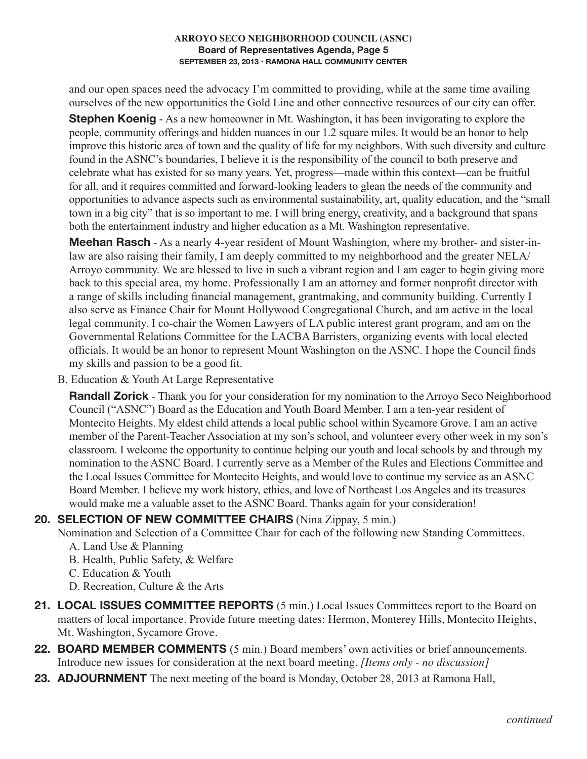and our open spaces need the advocacy I'm committed to providing, while at the same time availing ourselves of the new opportunities the Gold Line and other connective resources of our city can offer.

**Stephen Koenig** - As a new homeowner in Mt. Washington, it has been invigorating to explore the people, community offerings and hidden nuances in our 1.2 square miles. It would be an honor to help improve this historic area of town and the quality of life for my neighbors. With such diversity and culture found in the ASNC's boundaries, I believe it is the responsibility of the council to both preserve and celebrate what has existed for so many years. Yet, progress—made within this context—can be fruitful for all, and it requires committed and forward-looking leaders to glean the needs of the community and opportunities to advance aspects such as environmental sustainability, art, quality education, and the "small town in a big city" that is so important to me. I will bring energy, creativity, and a background that spans both the entertainment industry and higher education as a Mt. Washington representative.

**Meehan Rasch** - As a nearly 4-year resident of Mount Washington, where my brother- and sister-in-law are also raising their family, I am deeply committed to my neighborhood and the greater NELA/Arroyo community. We are blessed to live in such a vibrant region and I am eager to begin giving more back to this special area, my home. Professionally I am an attorney and former nonprofit director with a range of skills including financial management, grantmaking, and community building. Currently I also serve as Finance Chair for Mount Hollywood Congregational Church, and am active in the local legal community. I co-chair the Women Lawyers of LA public interest grant program, and am on the Governmental Relations Committee for the LACBA Barristers, organizing events with local elected officials. It would be an honor to represent Mount Washington on the ASNC. I hope the Council finds my skills and passion to be a good fit.

B. Education & Youth At Large Representative

**Randall Zorick** - Thank you for your consideration for my nomination to the Arroyo Seco Neighborhood Council ("ASNC") Board as the Education and Youth Board Member. I am a ten-year resident of Montecito Heights. My eldest child attends a local public school within Sycamore Grove. I am an active member of the Parent-Teacher Association at my son's school, and volunteer every other week in my son's classroom. I welcome the opportunity to continue helping our youth and local schools by and through my nomination to the ASNC Board. I currently serve as a Member of the Rules and Elections Committee and the Local Issues Committee for Montecito Heights, and would love to continue my service as an ASNC Board Member. I believe my work history, ethics, and love of Northeast Los Angeles and its treasures would make me a valuable asset to the ASNC Board. Thanks again for your consideration!

**20. SELECTION OF NEW COMMITTEE CHAIRS** (Nina Zippay, 5 min.)
Nomination and Selection of a Committee Chair for each of the following new Standing Committees.

A. Land Use & Planning
B. Health, Public Safety, & Welfare
C. Education & Youth
D. Recreation, Culture & the Arts

**21. LOCAL ISSUES COMMITTEE REPORTS** (5 min.) Local Issues Committees report to the Board on matters of local importance. Provide future meeting dates: Hermon, Monterey Hills, Montecito Heights, Mt. Washington, Sycamore Grove.

**22. BOARD MEMBER COMMENTS** (5 min.) Board members' own activities or brief announcements. Introduce new issues for consideration at the next board meeting. *[Items only - no discussion]*

**23. ADJOURNMENT** The next meeting of the board is Monday, October 28, 2013 at Ramona Hall,

*continued*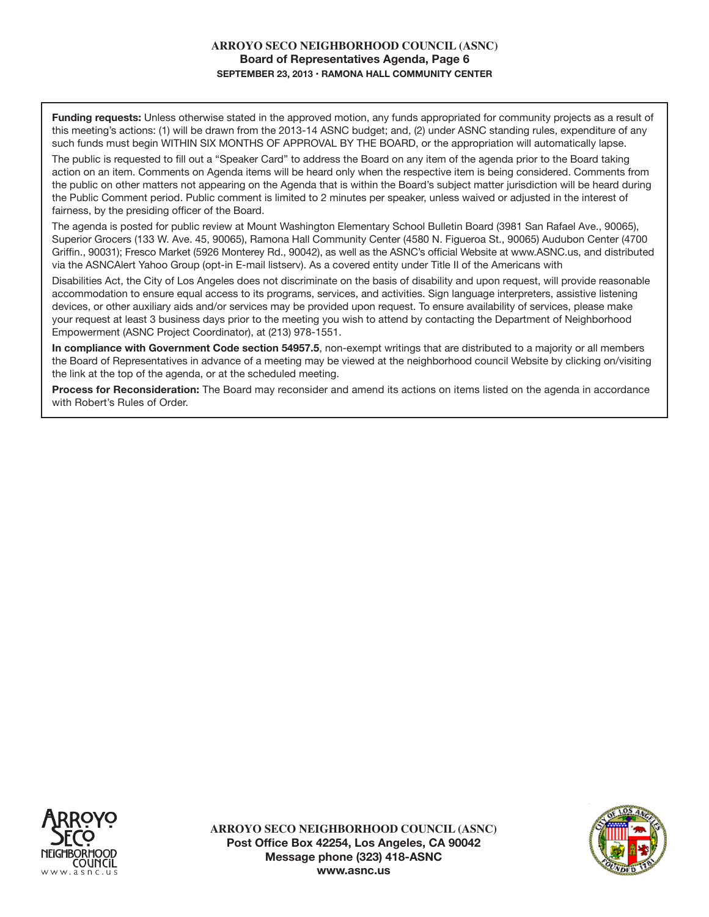**Funding requests:** Unless otherwise stated in the approved motion, any funds appropriated for community projects as a result of this meeting's actions: (1) will be drawn from the 2013-14 ASNC budget; and, (2) under ASNC standing rules, expenditure of any such funds must begin WITHIN SIX MONTHS OF APPROVAL BY THE BOARD, or the appropriation will automatically lapse.

The public is requested to fill out a "Speaker Card" to address the Board on any item of the agenda prior to the Board taking action on an item. Comments on Agenda items will be heard only when the respective item is being considered. Comments from the public on other matters not appearing on the Agenda that is within the Board's subject matter jurisdiction will be heard during the Public Comment period. Public comment is limited to 2 minutes per speaker, unless waived or adjusted in the interest of fairness, by the presiding officer of the Board.

The agenda is posted for public review at Mount Washington Elementary School Bulletin Board (3981 San Rafael Ave., 90065), Superior Grocers (133 W. Ave. 45, 90065), Ramona Hall Community Center (4580 N. Figueroa St., 90065) Audubon Center (4700 Griffin., 90031); Fresco Market (5926 Monterey Rd., 90042), as well as the ASNC's official Website at www.ASNC.us, and distributed via the ASNCAlert Yahoo Group (opt-in E-mail listserv). As a covered entity under Title II of the Americans with

Disabilities Act, the City of Los Angeles does not discriminate on the basis of disability and upon request, will provide reasonable accommodation to ensure equal access to its programs, services, and activities. Sign language interpreters, assistive listening devices, or other auxiliary aids and/or services may be provided upon request. To ensure availability of services, please make your request at least 3 business days prior to the meeting you wish to attend by contacting the Department of Neighborhood Empowerment (ASNC Project Coordinator), at (213) 978-1551.

**In compliance with Government Code section 54957.5**, non-exempt writings that are distributed to a majority or all members the Board of Representatives in advance of a meeting may be viewed at the neighborhood council Website by clicking on/visiting the link at the top of the agenda, or at the scheduled meeting.

**Process for Reconsideration:** The Board may reconsider and amend its actions on items listed on the agenda in accordance with Robert's Rules of Order.

**ARROYO SECO NEIGHBORHOOD COUNCIL (ASNC)**
**Post Office Box 42254, Los Angeles, CA 90042**
**Message phone (323) 418-ASNC**
**www.asnc.us**